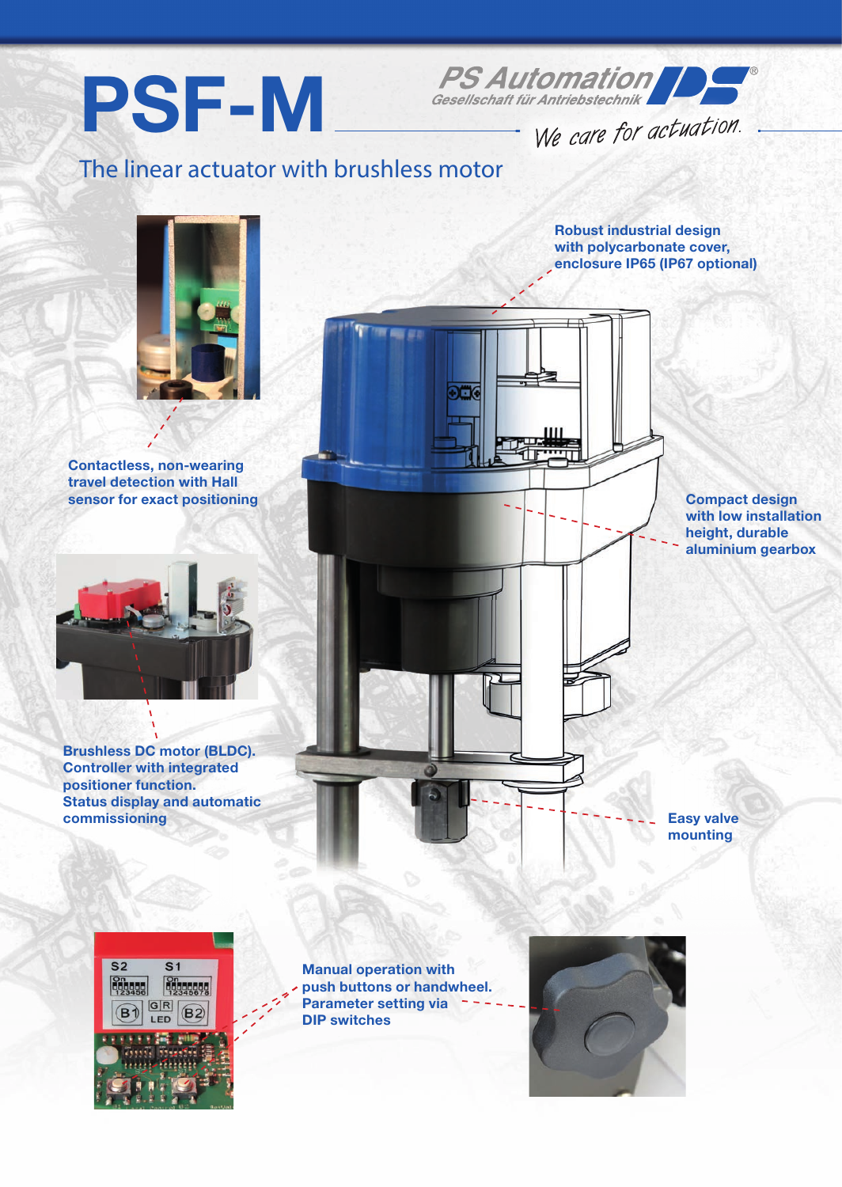# PSF-M

PS Automation
Gesellschaft für Antriebstechnik

We care for actuation.

## The linear actuator with brushless motor

**Robust industrial design with polycarbonate cover, enclosure IP65 (IP67 optional)**

**Contactless, non-wearing travel detection with Hall sensor for exact positioning**

**Compact design with low installation height, durable aluminium gearbox**

**Brushless DC motor (BLDC). Controller with integrated positioner function. Status display and automatic commissioning**

**Easy valve mounting**

**Manual operation with push buttons or handwheel. Parameter setting via DIP switches**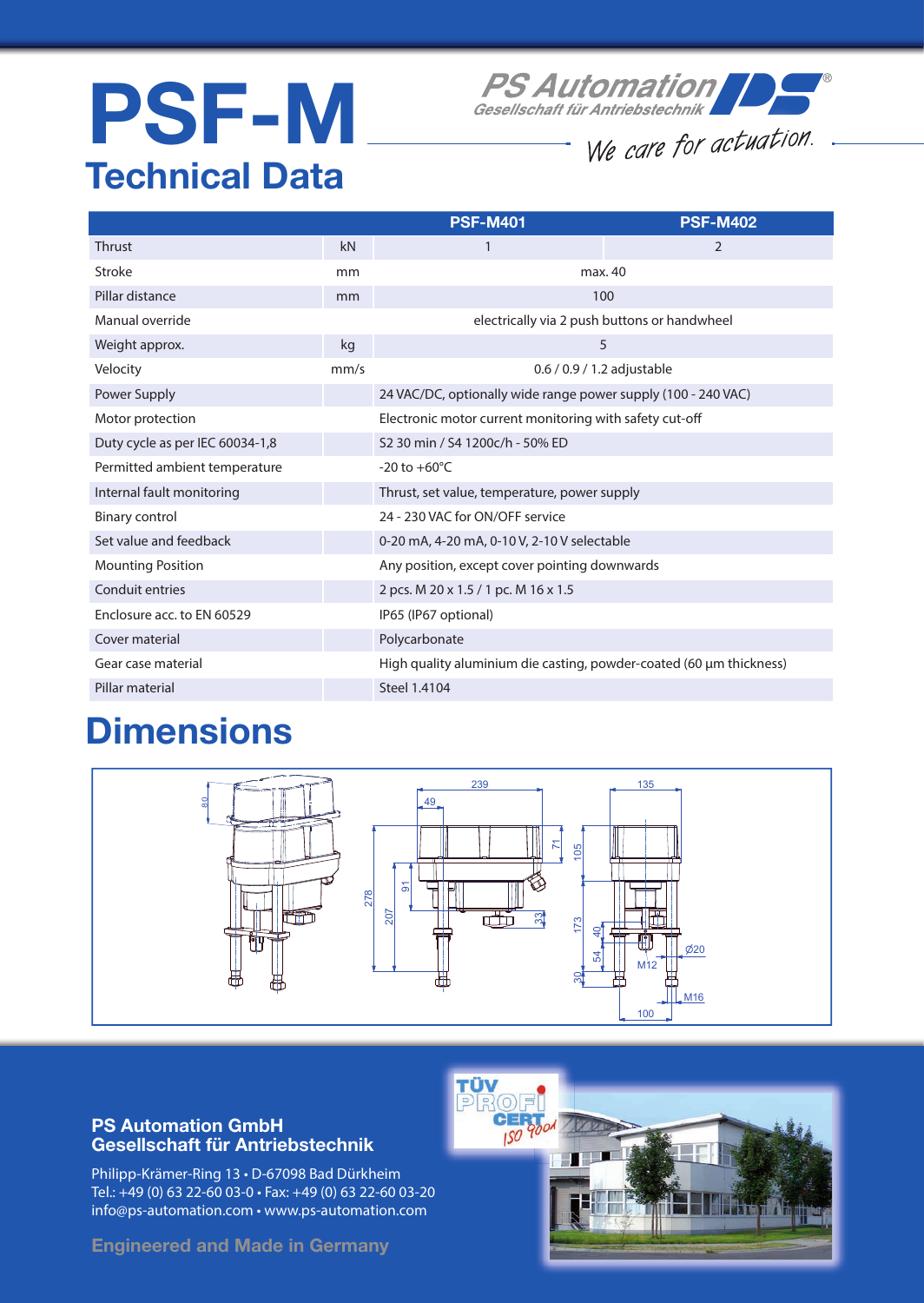# PSF-M

## Technical Data

PS Automation
Gesellschaft für Antriebstechnik

We care for actuation.

| | | PSF-M401 | PSF-M402 |
|---|---|---|---|
| Thrust | kN | 1 | 2 |
| Stroke | mm | max. 40 | |
| Pillar distance | mm | 100 | |
| Manual override | | electrically via 2 push buttons or handwheel | |
| Weight approx. | kg | 5 | |
| Velocity | mm/s | 0.6 / 0.9 / 1.2 adjustable | |
| Power Supply | | 24 VAC/DC, optionally wide range power supply (100 - 240 VAC) | |
| Motor protection | | Electronic motor current monitoring with safety cut-off | |
| Duty cycle as per IEC 60034-1,8 | | S2 30 min / S4 1200c/h - 50% ED | |
| Permitted ambient temperature | | -20 to +60°C | |
| Internal fault monitoring | | Thrust, set value, temperature, power supply | |
| Binary control | | 24 - 230 VAC for ON/OFF service | |
| Set value and feedback | | 0-20 mA, 4-20 mA, 0-10 V, 2-10 V selectable | |
| Mounting Position | | Any position, except cover pointing downwards | |
| Conduit entries | | 2 pcs. M 20 x 1.5 / 1 pc. M 16 x 1.5 | |
| Enclosure acc. to EN 60529 | | IP65 (IP67 optional) | |
| Cover material | | Polycarbonate | |
| Gear case material | | High quality aluminium die casting, powder-coated (60 µm thickness) | |
| Pillar material | | Steel 1.4104 | |

## Dimensions

80
239
49
71
278
207
91
33
135
105
173
40
54
30
Ø20
M12
M16
100

**PS Automation GmbH**
**Gesellschaft für Antriebstechnik**

Philipp-Krämer-Ring 13 • D-67098 Bad Dürkheim
Tel.: +49 (0) 63 22-60 03-0 • Fax: +49 (0) 63 22-60 03-20
info@ps-automation.com • www.ps-automation.com

**Engineered and Made in Germany**

TÜV PROFI CERT ISO 9001